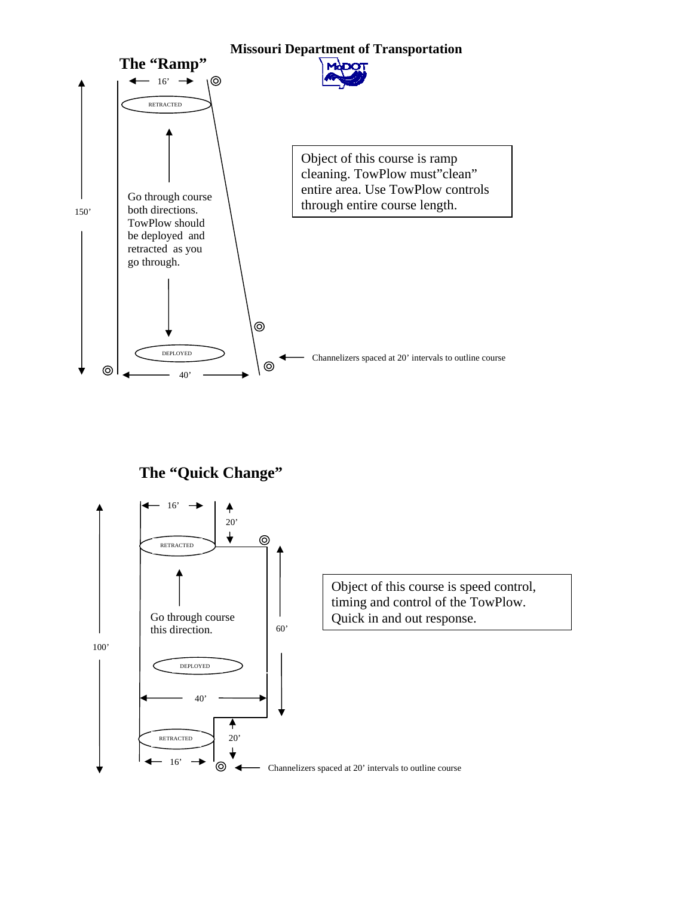**Missouri Department of Transportation**

## The "Ramp"

16'

RETRACTED

150'

Go through course both directions. TowPlow should be deployed and retracted as you go through.

DEPLOYED

40'

Channelizers spaced at 20' intervals to outline course

Object of this course is ramp cleaning. TowPlow must"clean" entire area. Use TowPlow controls through entire course length.

## The "Quick Change"

16'

20'

RETRACTED

Go through course this direction.

60'

100'

DEPLOYED

40'

RETRACTED

20'

16'

Channelizers spaced at 20' intervals to outline course

Object of this course is speed control, timing and control of the TowPlow. Quick in and out response.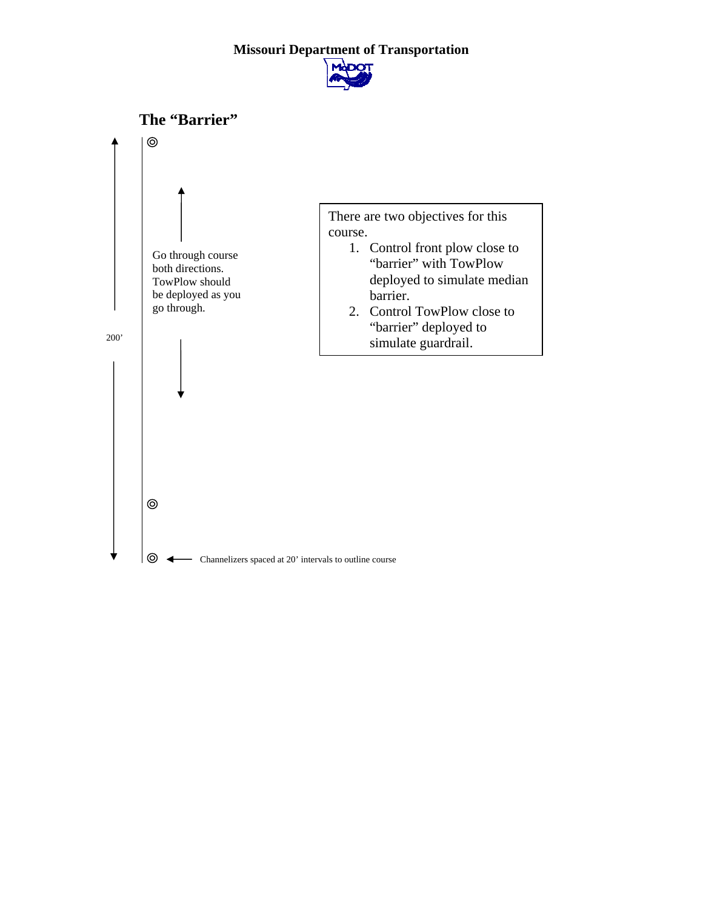**Missouri Department of Transportation**

## The "Barrier"

200'

Go through course both directions. TowPlow should be deployed as you go through.

There are two objectives for this course.

1. Control front plow close to "barrier" with TowPlow deployed to simulate median barrier.
2. Control TowPlow close to "barrier" deployed to simulate guardrail.

Channelizers spaced at 20' intervals to outline course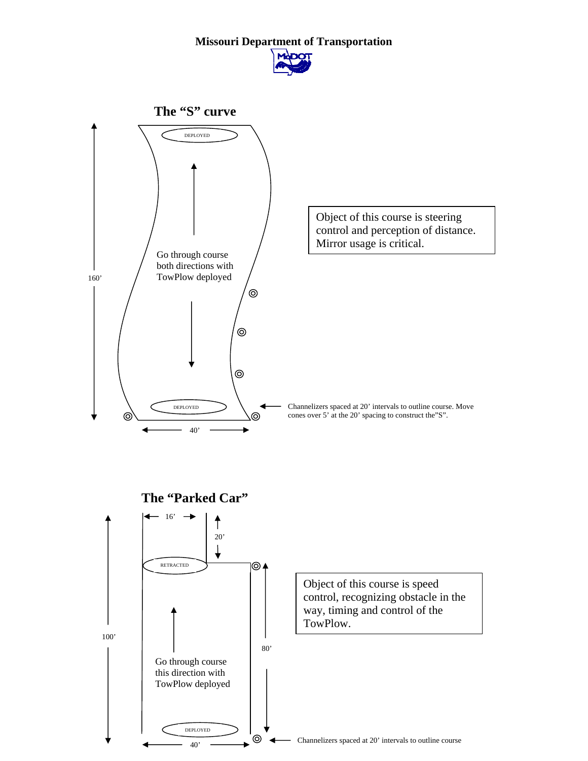**Missouri Department of Transportation**

## The "S" curve

DEPLOYED

Go through course both directions with TowPlow deployed

160'

DEPLOYED

40'

Object of this course is steering control and perception of distance. Mirror usage is critical.

Channelizers spaced at 20' intervals to outline course. Move cones over 5' at the 20' spacing to construct the"S".

## The "Parked Car"

16'

20'

RETRACTED

100'

80'

Go through course this direction with TowPlow deployed

DEPLOYED

40'

Object of this course is speed control, recognizing obstacle in the way, timing and control of the TowPlow.

Channelizers spaced at 20' intervals to outline course